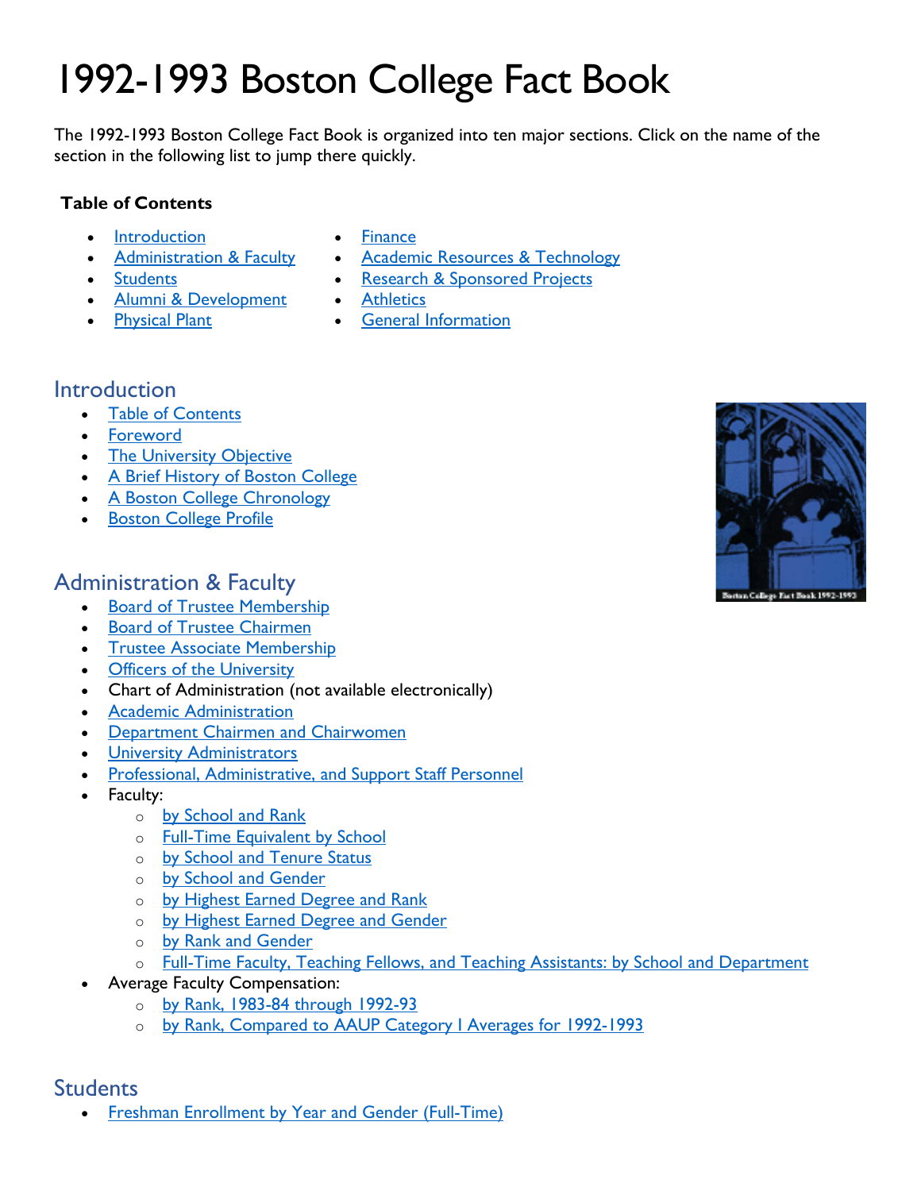# 1992-1993 Boston College Fact Book

The 1992-1993 Boston College Fact Book is organized into ten major sections. Click on the name of the section in the following list to jump there quickly.

**Table of Contents**

- Introduction
- Administration & Faculty
- Students
- Alumni & Development
- Physical Plant
- Finance
- Academic Resources & Technology
- Research & Sponsored Projects
- Athletics
- General Information

## Introduction

- Table of Contents
- Foreword
- The University Objective
- A Brief History of Boston College
- A Boston College Chronology
- Boston College Profile

## Administration & Faculty

- Board of Trustee Membership
- Board of Trustee Chairmen
- Trustee Associate Membership
- Officers of the University
- Chart of Administration (not available electronically)
- Academic Administration
- Department Chairmen and Chairwomen
- University Administrators
- Professional, Administrative, and Support Staff Personnel
- Faculty:
  - by School and Rank
  - Full-Time Equivalent by School
  - by School and Tenure Status
  - by School and Gender
  - by Highest Earned Degree and Rank
  - by Highest Earned Degree and Gender
  - by Rank and Gender
  - Full-Time Faculty, Teaching Fellows, and Teaching Assistants: by School and Department
- Average Faculty Compensation:
  - by Rank, 1983-84 through 1992-93
  - by Rank, Compared to AAUP Category I Averages for 1992-1993

## Students

- Freshman Enrollment by Year and Gender (Full-Time)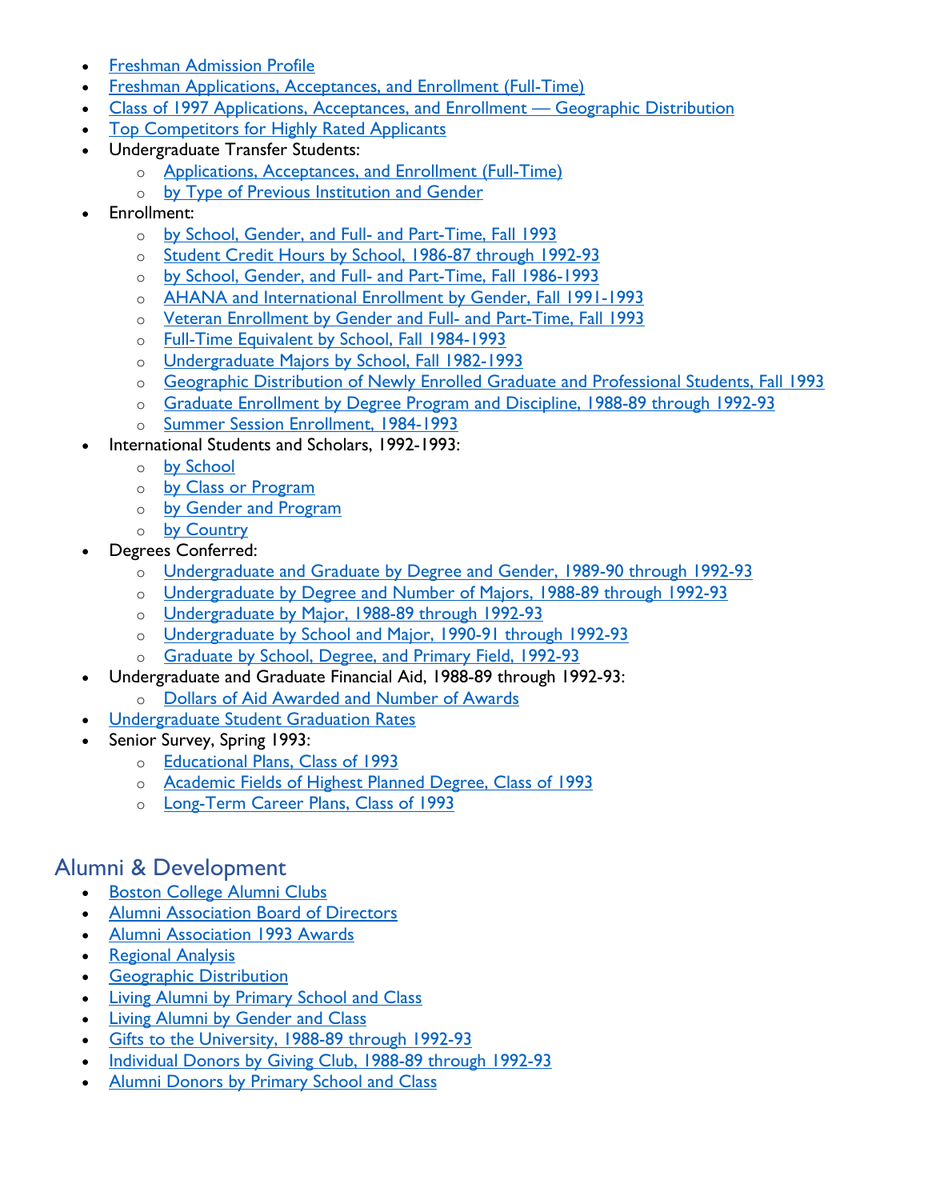- Freshman Admission Profile
- Freshman Applications, Acceptances, and Enrollment (Full-Time)
- Class of 1997 Applications, Acceptances, and Enrollment — Geographic Distribution
- Top Competitors for Highly Rated Applicants
- Undergraduate Transfer Students:
  - Applications, Acceptances, and Enrollment (Full-Time)
  - by Type of Previous Institution and Gender
- Enrollment:
  - by School, Gender, and Full- and Part-Time, Fall 1993
  - Student Credit Hours by School, 1986-87 through 1992-93
  - by School, Gender, and Full- and Part-Time, Fall 1986-1993
  - AHANA and International Enrollment by Gender, Fall 1991-1993
  - Veteran Enrollment by Gender and Full- and Part-Time, Fall 1993
  - Full-Time Equivalent by School, Fall 1984-1993
  - Undergraduate Majors by School, Fall 1982-1993
  - Geographic Distribution of Newly Enrolled Graduate and Professional Students, Fall 1993
  - Graduate Enrollment by Degree Program and Discipline, 1988-89 through 1992-93
  - Summer Session Enrollment, 1984-1993
- International Students and Scholars, 1992-1993:
  - by School
  - by Class or Program
  - by Gender and Program
  - by Country
- Degrees Conferred:
  - Undergraduate and Graduate by Degree and Gender, 1989-90 through 1992-93
  - Undergraduate by Degree and Number of Majors, 1988-89 through 1992-93
  - Undergraduate by Major, 1988-89 through 1992-93
  - Undergraduate by School and Major, 1990-91 through 1992-93
  - Graduate by School, Degree, and Primary Field, 1992-93
- Undergraduate and Graduate Financial Aid, 1988-89 through 1992-93:
  - Dollars of Aid Awarded and Number of Awards
- Undergraduate Student Graduation Rates
- Senior Survey, Spring 1993:
  - Educational Plans, Class of 1993
  - Academic Fields of Highest Planned Degree, Class of 1993
  - Long-Term Career Plans, Class of 1993

## Alumni & Development

- Boston College Alumni Clubs
- Alumni Association Board of Directors
- Alumni Association 1993 Awards
- Regional Analysis
- Geographic Distribution
- Living Alumni by Primary School and Class
- Living Alumni by Gender and Class
- Gifts to the University, 1988-89 through 1992-93
- Individual Donors by Giving Club, 1988-89 through 1992-93
- Alumni Donors by Primary School and Class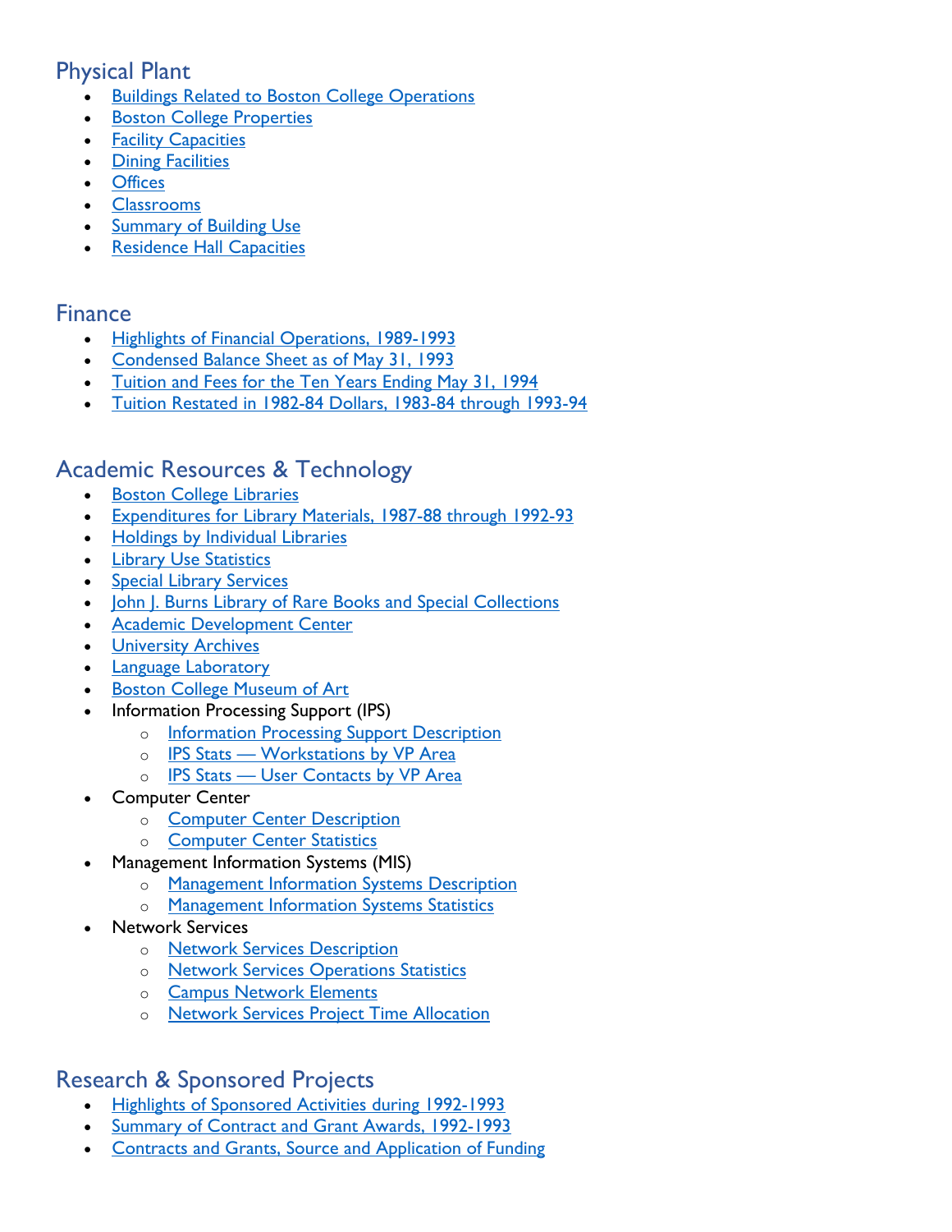## Physical Plant

- Buildings Related to Boston College Operations
- Boston College Properties
- Facility Capacities
- Dining Facilities
- Offices
- Classrooms
- Summary of Building Use
- Residence Hall Capacities

## Finance

- Highlights of Financial Operations, 1989-1993
- Condensed Balance Sheet as of May 31, 1993
- Tuition and Fees for the Ten Years Ending May 31, 1994
- Tuition Restated in 1982-84 Dollars, 1983-84 through 1993-94

## Academic Resources & Technology

- Boston College Libraries
- Expenditures for Library Materials, 1987-88 through 1992-93
- Holdings by Individual Libraries
- Library Use Statistics
- Special Library Services
- John J. Burns Library of Rare Books and Special Collections
- Academic Development Center
- University Archives
- Language Laboratory
- Boston College Museum of Art
- Information Processing Support (IPS)
  - Information Processing Support Description
  - IPS Stats — Workstations by VP Area
  - IPS Stats — User Contacts by VP Area
- Computer Center
  - Computer Center Description
  - Computer Center Statistics
- Management Information Systems (MIS)
  - Management Information Systems Description
  - Management Information Systems Statistics
- Network Services
  - Network Services Description
  - Network Services Operations Statistics
  - Campus Network Elements
  - Network Services Project Time Allocation

## Research & Sponsored Projects

- Highlights of Sponsored Activities during 1992-1993
- Summary of Contract and Grant Awards, 1992-1993
- Contracts and Grants, Source and Application of Funding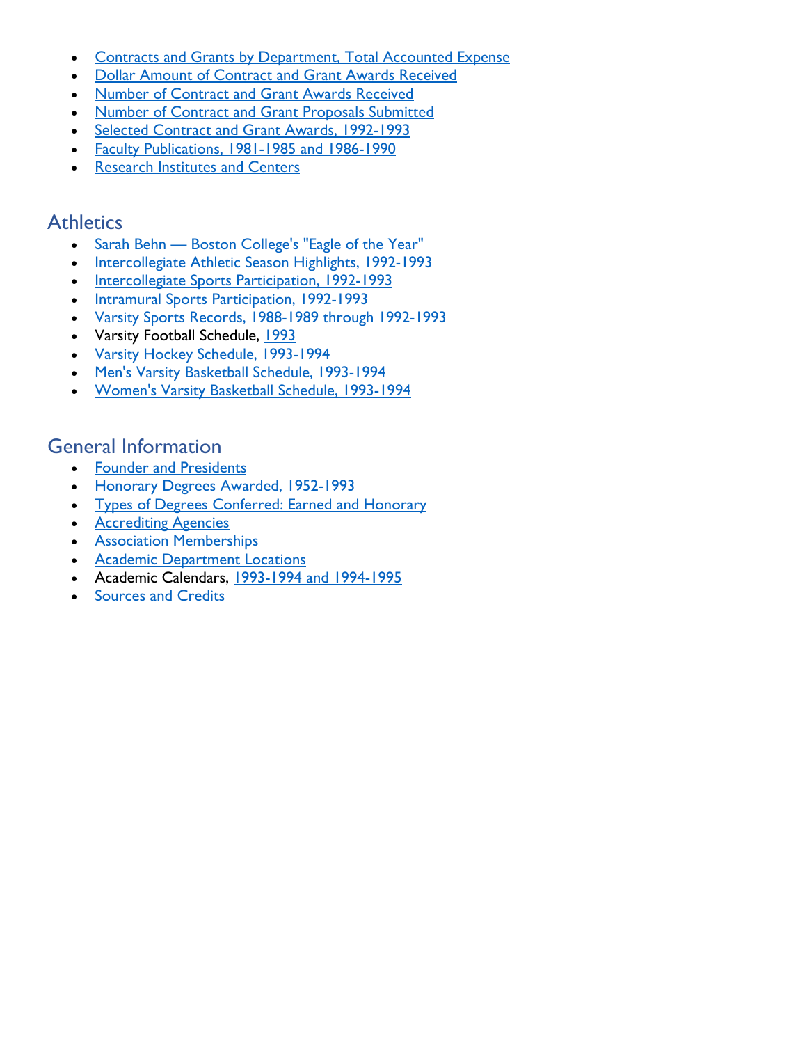- Contracts and Grants by Department, Total Accounted Expense
- Dollar Amount of Contract and Grant Awards Received
- Number of Contract and Grant Awards Received
- Number of Contract and Grant Proposals Submitted
- Selected Contract and Grant Awards, 1992-1993
- Faculty Publications, 1981-1985 and 1986-1990
- Research Institutes and Centers

## Athletics

- Sarah Behn — Boston College's "Eagle of the Year"
- Intercollegiate Athletic Season Highlights, 1992-1993
- Intercollegiate Sports Participation, 1992-1993
- Intramural Sports Participation, 1992-1993
- Varsity Sports Records, 1988-1989 through 1992-1993
- Varsity Football Schedule, 1993
- Varsity Hockey Schedule, 1993-1994
- Men's Varsity Basketball Schedule, 1993-1994
- Women's Varsity Basketball Schedule, 1993-1994

## General Information

- Founder and Presidents
- Honorary Degrees Awarded, 1952-1993
- Types of Degrees Conferred: Earned and Honorary
- Accrediting Agencies
- Association Memberships
- Academic Department Locations
- Academic Calendars, 1993-1994 and 1994-1995
- Sources and Credits